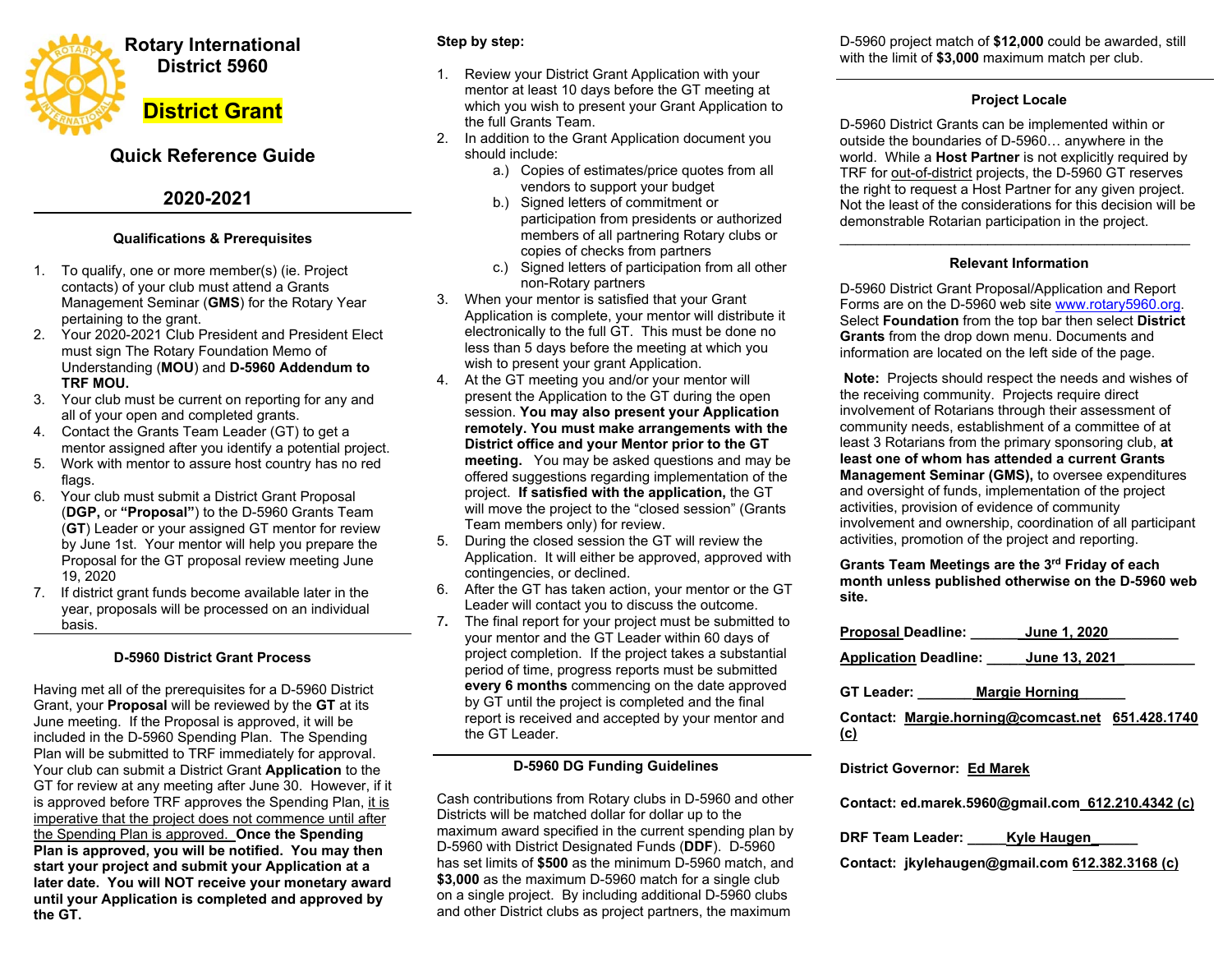# Rotary International District 5960

## District Grant

## Quick Reference Guide

## 2020-2021

### Qualifications & Prerequisites

1. To qualify, one or more member(s) (ie. Project contacts) of your club must attend a Grants Management Seminar (**GMS**) for the Rotary Year pertaining to the grant.
2. Your 2020-2021 Club President and President Elect must sign The Rotary Foundation Memo of Understanding (**MOU**) and **D-5960 Addendum to TRF MOU.**
3. Your club must be current on reporting for any and all of your open and completed grants.
4. Contact the Grants Team Leader (GT) to get a mentor assigned after you identify a potential project.
5. Work with mentor to assure host country has no red flags.
6. Your club must submit a District Grant Proposal (**DGP,** or **"Proposal"**) to the D-5960 Grants Team (**GT**) Leader or your assigned GT mentor for review by June 1st. Your mentor will help you prepare the Proposal for the GT proposal review meeting June 19, 2020
7. If district grant funds become available later in the year, proposals will be processed on an individual basis.

### D-5960 District Grant Process

Having met all of the prerequisites for a D-5960 District Grant, your **Proposal** will be reviewed by the **GT** at its June meeting. If the Proposal is approved, it will be included in the D-5960 Spending Plan. The Spending Plan will be submitted to TRF immediately for approval. Your club can submit a District Grant **Application** to the GT for review at any meeting after June 30. However, if it is approved before TRF approves the Spending Plan, it is imperative that the project does not commence until after the Spending Plan is approved. **Once the Spending Plan is approved, you will be notified. You may then start your project and submit your Application at a later date. You will NOT receive your monetary award until your Application is completed and approved by the GT.**

**Step by step:**

1. Review your District Grant Application with your mentor at least 10 days before the GT meeting at which you wish to present your Grant Application to the full Grants Team.
2. In addition to the Grant Application document you should include:
   a.) Copies of estimates/price quotes from all vendors to support your budget
   b.) Signed letters of commitment or participation from presidents or authorized members of all partnering Rotary clubs or copies of checks from partners
   c.) Signed letters of participation from all other non-Rotary partners
3. When your mentor is satisfied that your Grant Application is complete, your mentor will distribute it electronically to the full GT. This must be done no less than 5 days before the meeting at which you wish to present your grant Application.
4. At the GT meeting you and/or your mentor will present the Application to the GT during the open session. **You may also present your Application remotely. You must make arrangements with the District office and your Mentor prior to the GT meeting.** You may be asked questions and may be offered suggestions regarding implementation of the project. **If satisfied with the application,** the GT will move the project to the "closed session" (Grants Team members only) for review.
5. During the closed session the GT will review the Application. It will either be approved, approved with contingencies, or declined.
6. After the GT has taken action, your mentor or the GT Leader will contact you to discuss the outcome.
7. The final report for your project must be submitted to your mentor and the GT Leader within 60 days of project completion. If the project takes a substantial period of time, progress reports must be submitted **every 6 months** commencing on the date approved by GT until the project is completed and the final report is received and accepted by your mentor and the GT Leader.

### D-5960 DG Funding Guidelines

Cash contributions from Rotary clubs in D-5960 and other Districts will be matched dollar for dollar up to the maximum award specified in the current spending plan by D-5960 with District Designated Funds (**DDF**). D-5960 has set limits of **$500** as the minimum D-5960 match, and **$3,000** as the maximum D-5960 match for a single club on a single project. By including additional D-5960 clubs and other District clubs as project partners, the maximum D-5960 project match of **$12,000** could be awarded, still with the limit of **$3,000** maximum match per club.

### Project Locale

D-5960 District Grants can be implemented within or outside the boundaries of D-5960… anywhere in the world. While a **Host Partner** is not explicitly required by TRF for out-of-district projects, the D-5960 GT reserves the right to request a Host Partner for any given project. Not the least of the considerations for this decision will be demonstrable Rotarian participation in the project.

### Relevant Information

D-5960 District Grant Proposal/Application and Report Forms are on the D-5960 web site www.rotary5960.org. Select **Foundation** from the top bar then select **District Grants** from the drop down menu. Documents and information are located on the left side of the page.

**Note:** Projects should respect the needs and wishes of the receiving community. Projects require direct involvement of Rotarians through their assessment of community needs, establishment of a committee of at least 3 Rotarians from the primary sponsoring club, **at least one of whom has attended a current Grants Management Seminar (GMS),** to oversee expenditures and oversight of funds, implementation of the project activities, provision of evidence of community involvement and ownership, coordination of all participant activities, promotion of the project and reporting.

**Grants Team Meetings are the 3rd Friday of each month unless published otherwise on the D-5960 web site.**

**Proposal Deadline: June 1, 2020**

**Application Deadline: June 13, 2021**

**GT Leader: Margie Horning**

**Contact: Margie.horning@comcast.net 651.428.1740 (c)**

**District Governor: Ed Marek**

**Contact: ed.marek.5960@gmail.com 612.210.4342 (c)**

**DRF Team Leader: Kyle Haugen**

**Contact: jkylehaugen@gmail.com 612.382.3168 (c)**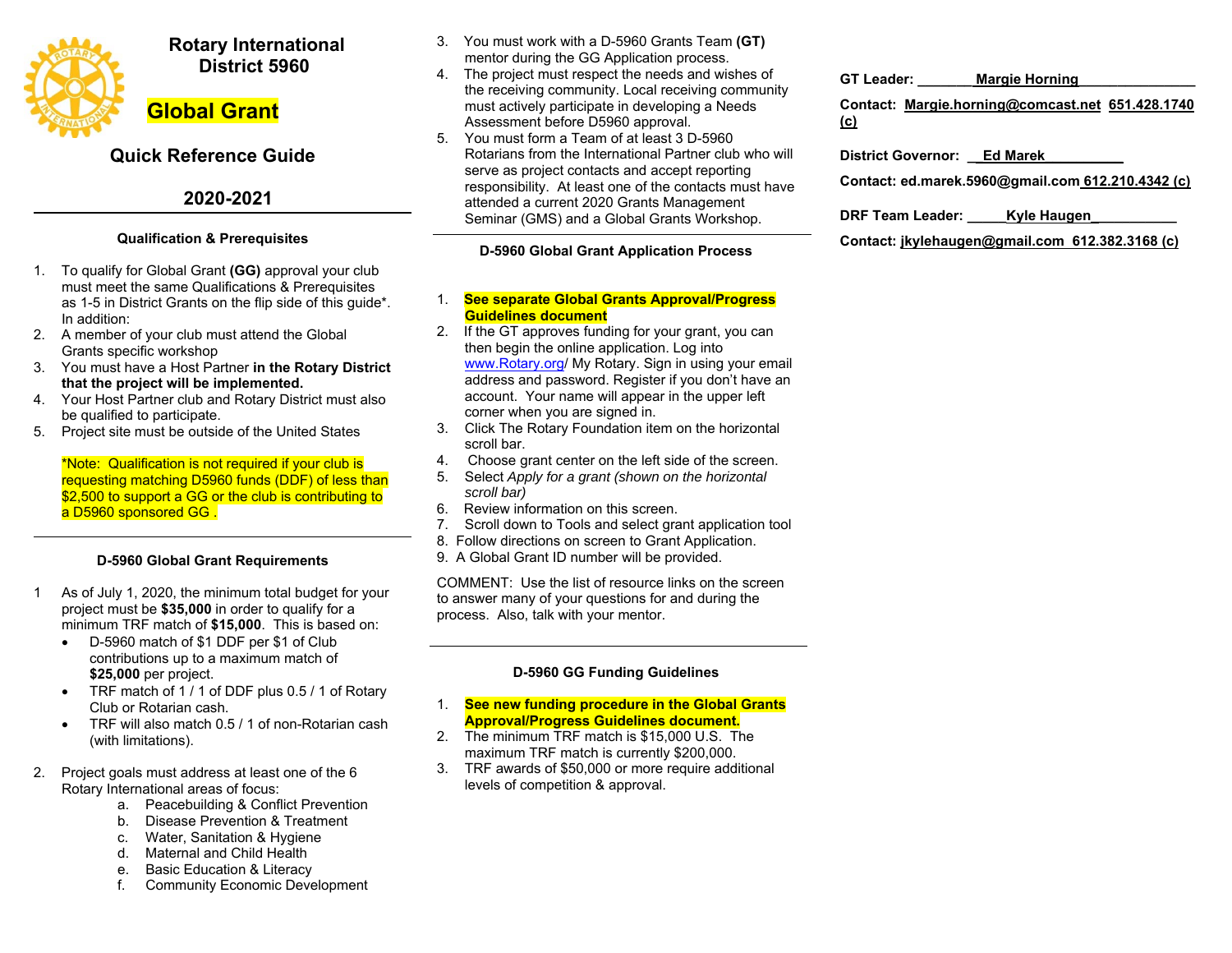# Rotary International District 5960

## Global Grant

## Quick Reference Guide

## 2020-2021

### Qualification & Prerequisites

1. To qualify for Global Grant **(GG)** approval your club must meet the same Qualifications & Prerequisites as 1-5 in District Grants on the flip side of this guide*. In addition:
2. A member of your club must attend the Global Grants specific workshop
3. You must have a Host Partner **in the Rotary District that the project will be implemented.**
4. Your Host Partner club and Rotary District must also be qualified to participate.
5. Project site must be outside of the United States

*Note: Qualification is not required if your club is requesting matching D5960 funds (DDF) of less than $2,500 to support a GG or the club is contributing to a D5960 sponsored GG .

### D-5960 Global Grant Requirements

1. As of July 1, 2020, the minimum total budget for your project must be **$35,000** in order to qualify for a minimum TRF match of **$15,000**. This is based on:
   - D-5960 match of $1 DDF per $1 of Club contributions up to a maximum match of **$25,000** per project.
   - TRF match of 1 / 1 of DDF plus 0.5 / 1 of Rotary Club or Rotarian cash.
   - TRF will also match 0.5 / 1 of non-Rotarian cash (with limitations).
2. Project goals must address at least one of the 6 Rotary International areas of focus:
   a. Peacebuilding & Conflict Prevention
   b. Disease Prevention & Treatment
   c. Water, Sanitation & Hygiene
   d. Maternal and Child Health
   e. Basic Education & Literacy
   f. Community Economic Development
3. You must work with a D-5960 Grants Team **(GT)** mentor during the GG Application process.
4. The project must respect the needs and wishes of the receiving community. Local receiving community must actively participate in developing a Needs Assessment before D5960 approval.
5. You must form a Team of at least 3 D-5960 Rotarians from the International Partner club who will serve as project contacts and accept reporting responsibility. At least one of the contacts must have attended a current 2020 Grants Management Seminar (GMS) and a Global Grants Workshop.

### D-5960 Global Grant Application Process

1. **See separate Global Grants Approval/Progress Guidelines document**
2. If the GT approves funding for your grant, you can then begin the online application. Log into www.Rotary.org/ My Rotary. Sign in using your email address and password. Register if you don't have an account. Your name will appear in the upper left corner when you are signed in.
3. Click The Rotary Foundation item on the horizontal scroll bar.
4. Choose grant center on the left side of the screen.
5. Select *Apply for a grant (shown on the horizontal scroll bar)*
6. Review information on this screen.
7. Scroll down to Tools and select grant application tool
8. Follow directions on screen to Grant Application.
9. A Global Grant ID number will be provided.

COMMENT: Use the list of resource links on the screen to answer many of your questions for and during the process. Also, talk with your mentor.

### D-5960 GG Funding Guidelines

1. **See new funding procedure in the Global Grants Approval/Progress Guidelines document.**
2. The minimum TRF match is $15,000 U.S. The maximum TRF match is currently $200,000.
3. TRF awards of $50,000 or more require additional levels of competition & approval.

**GT Leader:** Margie Horning

**Contact:** Margie.horning@comcast.net 651.428.1740 (c)

**District Governor:** Ed Marek

**Contact:** ed.marek.5960@gmail.com 612.210.4342 (c)

**DRF Team Leader:** Kyle Haugen

**Contact:** jkylehaugen@gmail.com 612.382.3168 (c)